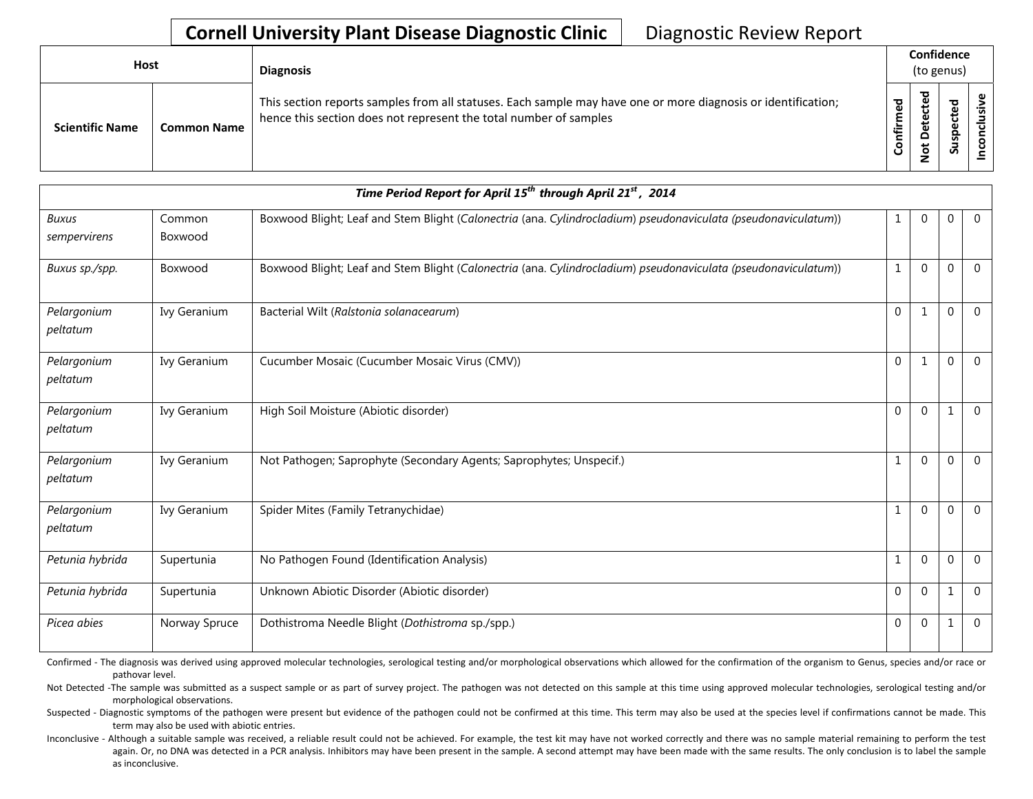# Cornell University Plant Disease Diagnostic Clinic — Diagnostic Review Report

| Host | | Diagnosis | Confidence (to genus) | | | |
|---|---|---|---|---|---|---|
| Scientific Name | Common Name | This section reports samples from all statuses. Each sample may have one or more diagnosis or identification; hence this section does not represent the total number of samples | Confirmed | Not Detected | Suspected | Inconclusive |
| ***Time Period Report for April 15th through April 21st , 2014*** | | | | | | |
| *Buxus sempervirens* | Common Boxwood | Boxwood Blight; Leaf and Stem Blight (*Calonectria* (ana. *Cylindrocladium*) *pseudonaviculata (pseudonaviculatum)*) | 1 | 0 | 0 | 0 |
| *Buxus sp./spp.* | Boxwood | Boxwood Blight; Leaf and Stem Blight (*Calonectria* (ana. *Cylindrocladium*) *pseudonaviculata (pseudonaviculatum)*) | 1 | 0 | 0 | 0 |
| *Pelargonium peltatum* | Ivy Geranium | Bacterial Wilt (*Ralstonia solanacearum*) | 0 | 1 | 0 | 0 |
| *Pelargonium peltatum* | Ivy Geranium | Cucumber Mosaic (Cucumber Mosaic Virus (CMV)) | 0 | 1 | 0 | 0 |
| *Pelargonium peltatum* | Ivy Geranium | High Soil Moisture (Abiotic disorder) | 0 | 0 | 1 | 0 |
| *Pelargonium peltatum* | Ivy Geranium | Not Pathogen; Saprophyte (Secondary Agents; Saprophytes; Unspecif.) | 1 | 0 | 0 | 0 |
| *Pelargonium peltatum* | Ivy Geranium | Spider Mites (Family Tetranychidae) | 1 | 0 | 0 | 0 |
| *Petunia hybrida* | Supertunia | No Pathogen Found (Identification Analysis) | 1 | 0 | 0 | 0 |
| *Petunia hybrida* | Supertunia | Unknown Abiotic Disorder (Abiotic disorder) | 0 | 0 | 1 | 0 |
| *Picea abies* | Norway Spruce | Dothistroma Needle Blight (*Dothistroma* sp./spp.) | 0 | 0 | 1 | 0 |

Confirmed - The diagnosis was derived using approved molecular technologies, serological testing and/or morphological observations which allowed for the confirmation of the organism to Genus, species and/or race or pathovar level.

Not Detected -The sample was submitted as a suspect sample or as part of survey project. The pathogen was not detected on this sample at this time using approved molecular technologies, serological testing and/or morphological observations.

Suspected - Diagnostic symptoms of the pathogen were present but evidence of the pathogen could not be confirmed at this time. This term may also be used at the species level if confirmations cannot be made. This term may also be used with abiotic entries.

Inconclusive - Although a suitable sample was received, a reliable result could not be achieved. For example, the test kit may have not worked correctly and there was no sample material remaining to perform the test again. Or, no DNA was detected in a PCR analysis. Inhibitors may have been present in the sample. A second attempt may have been made with the same results. The only conclusion is to label the sample as inconclusive.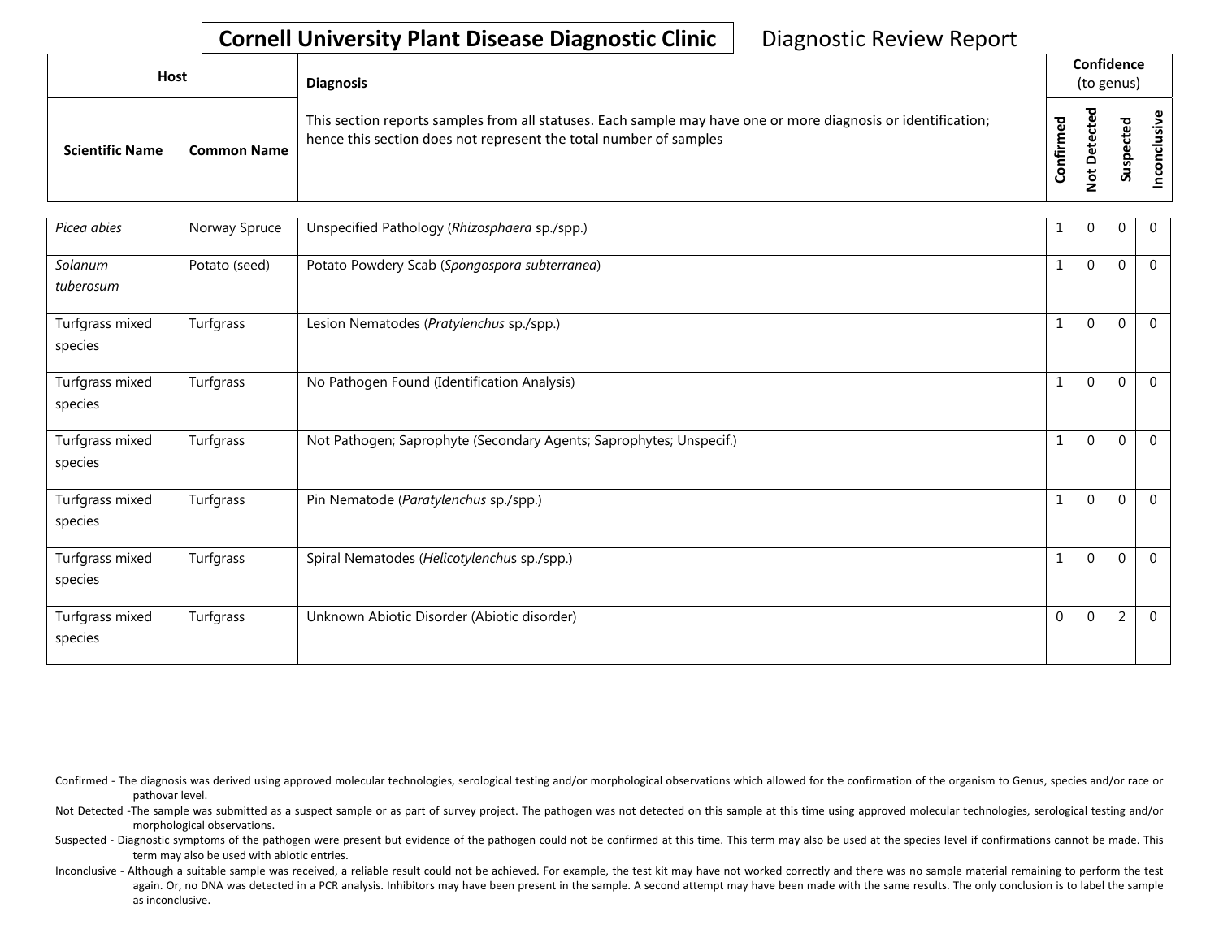**Cornell University Plant Disease Diagnostic Clinic** Diagnostic Review Report

| Host | | Diagnosis | Confidence (to genus) | | | |
|---|---|---|---|---|---|---|
| Scientific Name | Common Name | This section reports samples from all statuses. Each sample may have one or more diagnosis or identification; hence this section does not represent the total number of samples | Confirmed | Not Detected | Suspected | Inconclusive |
| *Picea abies* | Norway Spruce | Unspecified Pathology (*Rhizosphaera* sp./spp.) | 1 | 0 | 0 | 0 |
| *Solanum tuberosum* | Potato (seed) | Potato Powdery Scab (*Spongospora subterranea*) | 1 | 0 | 0 | 0 |
| Turfgrass mixed species | Turfgrass | Lesion Nematodes (*Pratylenchus* sp./spp.) | 1 | 0 | 0 | 0 |
| Turfgrass mixed species | Turfgrass | No Pathogen Found (Identification Analysis) | 1 | 0 | 0 | 0 |
| Turfgrass mixed species | Turfgrass | Not Pathogen; Saprophyte (Secondary Agents; Saprophytes; Unspecif.) | 1 | 0 | 0 | 0 |
| Turfgrass mixed species | Turfgrass | Pin Nematode (*Paratylenchus* sp./spp.) | 1 | 0 | 0 | 0 |
| Turfgrass mixed species | Turfgrass | Spiral Nematodes (*Helicotylenchus* sp./spp.) | 1 | 0 | 0 | 0 |
| Turfgrass mixed species | Turfgrass | Unknown Abiotic Disorder (Abiotic disorder) | 0 | 0 | 2 | 0 |

Confirmed - The diagnosis was derived using approved molecular technologies, serological testing and/or morphological observations which allowed for the confirmation of the organism to Genus, species and/or race or pathovar level.

Not Detected -The sample was submitted as a suspect sample or as part of survey project. The pathogen was not detected on this sample at this time using approved molecular technologies, serological testing and/or morphological observations.

Suspected - Diagnostic symptoms of the pathogen were present but evidence of the pathogen could not be confirmed at this time. This term may also be used at the species level if confirmations cannot be made. This term may also be used with abiotic entries.

Inconclusive - Although a suitable sample was received, a reliable result could not be achieved. For example, the test kit may have not worked correctly and there was no sample material remaining to perform the test again. Or, no DNA was detected in a PCR analysis. Inhibitors may have been present in the sample. A second attempt may have been made with the same results. The only conclusion is to label the sample as inconclusive.